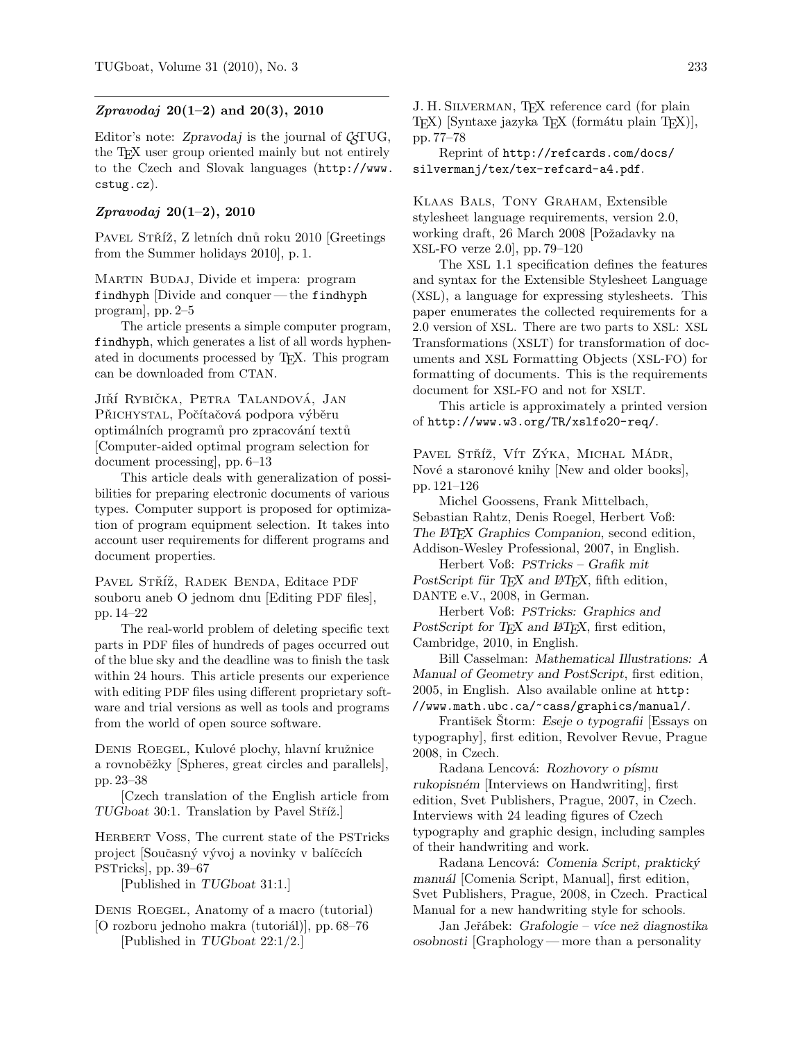## *Zpravodaj* 20(1–2) and 20(3), 2010

Editor's note: *Zpravodaj* is the journal of CSTUG, the TEX user group oriented mainly but not entirely to the Czech and Slovak languages (http://www.cstug.cz).

### *Zpravodaj* 20(1–2), 2010

PAVEL STŘÍŽ, Z letních dnů roku 2010 [Greetings from the Summer holidays 2010], p. 1.

MARTIN BUDAJ, Divide et impera: program `findhyph` [Divide and conquer — the `findhyph` program], pp. 2–5

The article presents a simple computer program, `findhyph`, which generates a list of all words hyphenated in documents processed by TEX. This program can be downloaded from CTAN.

JIŘÍ RYBIČKA, PETRA TALANDOVÁ, JAN PŘICHYSTAL, Počítačová podpora výběru optimálních programů pro zpracování textů [Computer-aided optimal program selection for document processing], pp. 6–13

This article deals with generalization of possibilities for preparing electronic documents of various types. Computer support is proposed for optimization of program equipment selection. It takes into account user requirements for different programs and document properties.

PAVEL STŘÍŽ, RADEK BENDA, Editace PDF souboru aneb O jednom dnu [Editing PDF files], pp. 14–22

The real-world problem of deleting specific text parts in PDF files of hundreds of pages occurred out of the blue sky and the deadline was to finish the task within 24 hours. This article presents our experience with editing PDF files using different proprietary software and trial versions as well as tools and programs from the world of open source software.

DENIS ROEGEL, Kulové plochy, hlavní kružnice a rovnoběžky [Spheres, great circles and parallels], pp. 23–38

[Czech translation of the English article from *TUGboat* 30:1. Translation by Pavel Stříž.]

HERBERT VOSS, The current state of the PSTricks project [Současný vývoj a novinky v balíčcích PSTricks], pp. 39–67

[Published in *TUGboat* 31:1.]

DENIS ROEGEL, Anatomy of a macro (tutorial) [O rozboru jednoho makra (tutoriál)], pp. 68–76

[Published in *TUGboat* 22:1/2.]

J. H. SILVERMAN, TEX reference card (for plain TEX) [Syntaxe jazyka TEX (formátu plain TEX)], pp. 77–78

Reprint of `http://refcards.com/docs/silvermanj/tex/tex-refcard-a4.pdf`.

KLAAS BALS, TONY GRAHAM, Extensible stylesheet language requirements, version 2.0, working draft, 26 March 2008 [Požadavky na XSL-FO verze 2.0], pp. 79–120

The XSL 1.1 specification defines the features and syntax for the Extensible Stylesheet Language (XSL), a language for expressing stylesheets. This paper enumerates the collected requirements for a 2.0 version of XSL. There are two parts to XSL: XSL Transformations (XSLT) for transformation of documents and XSL Formatting Objects (XSL-FO) for formatting of documents. This is the requirements document for XSL-FO and not for XSLT.

This article is approximately a printed version of `http://www.w3.org/TR/xslfo20-req/`.

PAVEL STŘÍŽ, VÍT ZÝKA, MICHAL MÁDR, Nové a staronové knihy [New and older books], pp. 121–126

Michel Goossens, Frank Mittelbach, Sebastian Rahtz, Denis Roegel, Herbert Voß: *The LATEX Graphics Companion*, second edition, Addison-Wesley Professional, 2007, in English.

Herbert Voß: *PSTricks – Grafik mit PostScript für TEX and LATEX*, fifth edition, DANTE e.V., 2008, in German.

Herbert Voß: *PSTricks: Graphics and PostScript for TEX and LATEX*, first edition, Cambridge, 2010, in English.

Bill Casselman: *Mathematical Illustrations: A Manual of Geometry and PostScript*, first edition, 2005, in English. Also available online at `http://www.math.ubc.ca/~cass/graphics/manual/`.

František Štorm: *Eseje o typografii* [Essays on typography], first edition, Revolver Revue, Prague 2008, in Czech.

Radana Lencová: *Rozhovory o písmu rukopisném* [Interviews on Handwriting], first edition, Svet Publishers, Prague, 2007, in Czech. Interviews with 24 leading figures of Czech typography and graphic design, including samples of their handwriting and work.

Radana Lencová: *Comenia Script, praktický manuál* [Comenia Script, Manual], first edition, Svet Publishers, Prague, 2008, in Czech. Practical Manual for a new handwriting style for schools.

Jan Jeřábek: *Grafologie – více než diagnostika osobnosti* [Graphology — more than a personality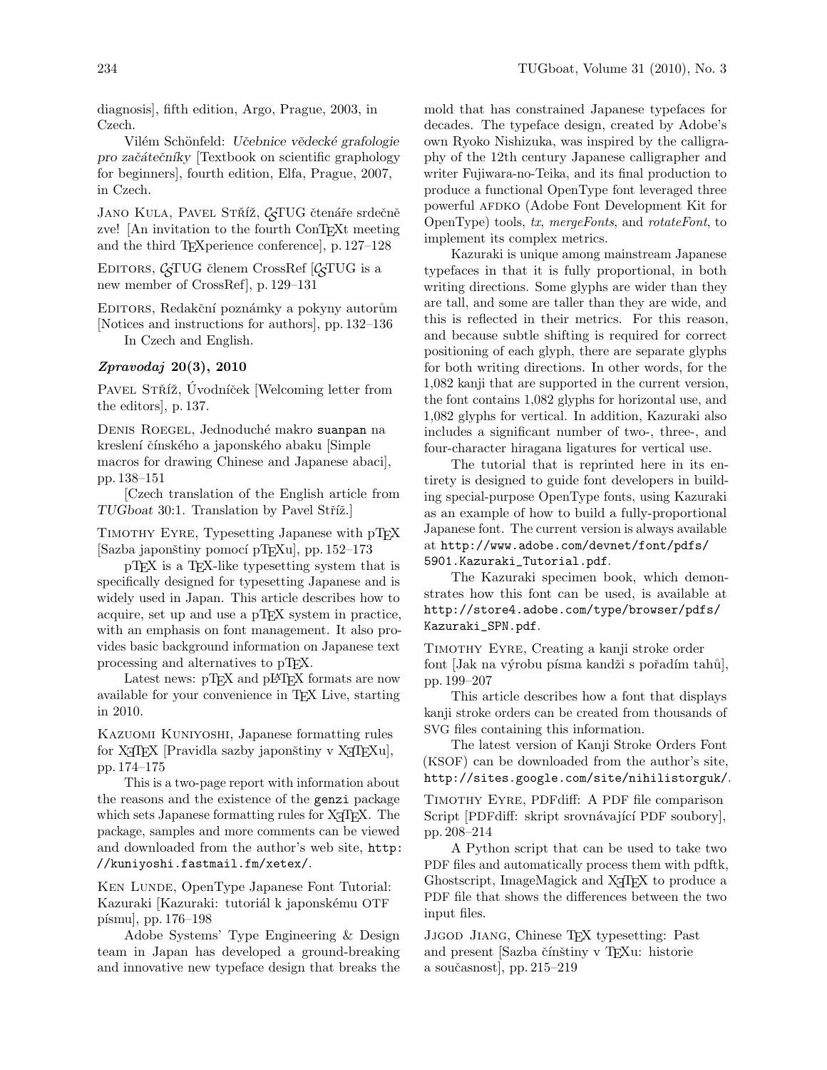diagnosis], fifth edition, Argo, Prague, 2003, in Czech.

Vilém Schönfeld: *Učebnice vědecké grafologie pro začátečníky* [Textbook on scientific graphology for beginners], fourth edition, Elfa, Prague, 2007, in Czech.

Jano Kula, Pavel Stříž, CSTUG čtenáře srdečně zve! [An invitation to the fourth ConTEXt meeting and the third TEXperience conference], p. 127–128

Editors, CSTUG členem CrossRef [CSTUG is a new member of CrossRef], p. 129–131

Editors, Redakční poznámky a pokyny autorům [Notices and instructions for authors], pp. 132–136

In Czech and English.

### *Zpravodaj* 20(3), 2010

Pavel Stříž, Úvodníček [Welcoming letter from the editors], p. 137.

Denis Roegel, Jednoduché makro `suanpan` na kreslení čínského a japonského abaku [Simple macros for drawing Chinese and Japanese abaci], pp. 138–151

[Czech translation of the English article from *TUGboat* 30:1. Translation by Pavel Stříž.]

Timothy Eyre, Typesetting Japanese with pTEX [Sazba japonštiny pomocí pTEXu], pp. 152–173

pTEX is a TEX-like typesetting system that is specifically designed for typesetting Japanese and is widely used in Japan. This article describes how to acquire, set up and use a pTEX system in practice, with an emphasis on font management. It also provides basic background information on Japanese text processing and alternatives to pTEX.

Latest news: pTEX and pLATEX formats are now available for your convenience in TEX Live, starting in 2010.

Kazuomi Kuniyoshi, Japanese formatting rules for XeTEX [Pravidla sazby japonštiny v XeTEXu], pp. 174–175

This is a two-page report with information about the reasons and the existence of the `genzi` package which sets Japanese formatting rules for XeTEX. The package, samples and more comments can be viewed and downloaded from the author's web site, `http://kuniyoshi.fastmail.fm/xetex/`.

Ken Lunde, OpenType Japanese Font Tutorial: Kazuraki [Kazuraki: tutoriál k japonskému OTF písmu], pp. 176–198

Adobe Systems' Type Engineering & Design team in Japan has developed a ground-breaking and innovative new typeface design that breaks the mold that has constrained Japanese typefaces for decades. The typeface design, created by Adobe's own Ryoko Nishizuka, was inspired by the calligraphy of the 12th century Japanese calligrapher and writer Fujiwara-no-Teika, and its final production to produce a functional OpenType font leveraged three powerful AFDKO (Adobe Font Development Kit for OpenType) tools, *tx*, *mergeFonts*, and *rotateFont*, to implement its complex metrics.

Kazuraki is unique among mainstream Japanese typefaces in that it is fully proportional, in both writing directions. Some glyphs are wider than they are tall, and some are taller than they are wide, and this is reflected in their metrics. For this reason, and because subtle shifting is required for correct positioning of each glyph, there are separate glyphs for both writing directions. In other words, for the 1,082 kanji that are supported in the current version, the font contains 1,082 glyphs for horizontal use, and 1,082 glyphs for vertical. In addition, Kazuraki also includes a significant number of two-, three-, and four-character hiragana ligatures for vertical use.

The tutorial that is reprinted here in its entirety is designed to guide font developers in building special-purpose OpenType fonts, using Kazuraki as an example of how to build a fully-proportional Japanese font. The current version is always available at `http://www.adobe.com/devnet/font/pdfs/5901.Kazuraki_Tutorial.pdf`.

The Kazuraki specimen book, which demonstrates how this font can be used, is available at `http://store4.adobe.com/type/browser/pdfs/Kazuraki_SPN.pdf`.

Timothy Eyre, Creating a kanji stroke order font [Jak na výrobu písma kandži s pořadím tahů], pp. 199–207

This article describes how a font that displays kanji stroke orders can be created from thousands of SVG files containing this information.

The latest version of Kanji Stroke Orders Font (KSOF) can be downloaded from the author's site, `http://sites.google.com/site/nihilistorguk/`.

Timothy Eyre, PDFdiff: A PDF file comparison Script [PDFdiff: skript srovnávající PDF soubory], pp. 208–214

A Python script that can be used to take two PDF files and automatically process them with pdftk, Ghostscript, ImageMagick and XeTEX to produce a PDF file that shows the differences between the two input files.

Jjgod Jiang, Chinese TEX typesetting: Past and present [Sazba čínštiny v TEXu: historie a současnost], pp. 215–219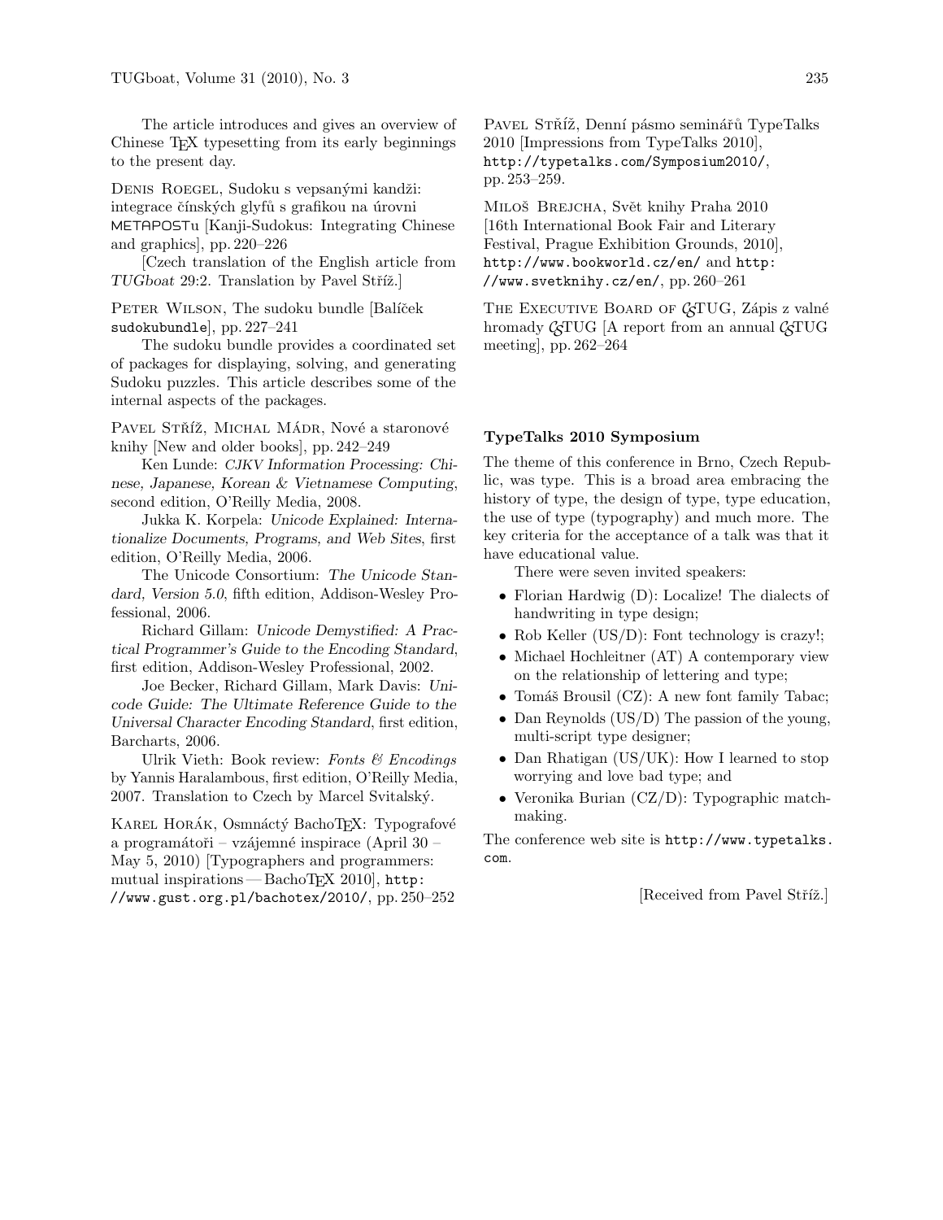The article introduces and gives an overview of Chinese TEX typesetting from its early beginnings to the present day.

Denis Roegel, Sudoku s vepsanými kandži: integrace čínských glyfů s grafikou na úrovni METAPOSTu [Kanji-Sudokus: Integrating Chinese and graphics], pp. 220–226

[Czech translation of the English article from *TUGboat* 29:2. Translation by Pavel Stříž.]

Peter Wilson, The sudoku bundle [Balíček sudokubundle], pp. 227–241

The sudoku bundle provides a coordinated set of packages for displaying, solving, and generating Sudoku puzzles. This article describes some of the internal aspects of the packages.

Pavel Stříž, Michal Mádr, Nové a staronové knihy [New and older books], pp. 242–249

Ken Lunde: *CJKV Information Processing: Chinese, Japanese, Korean & Vietnamese Computing*, second edition, O'Reilly Media, 2008.

Jukka K. Korpela: *Unicode Explained: Internationalize Documents, Programs, and Web Sites*, first edition, O'Reilly Media, 2006.

The Unicode Consortium: *The Unicode Standard, Version 5.0*, fifth edition, Addison-Wesley Professional, 2006.

Richard Gillam: *Unicode Demystified: A Practical Programmer's Guide to the Encoding Standard*, first edition, Addison-Wesley Professional, 2002.

Joe Becker, Richard Gillam, Mark Davis: *Unicode Guide: The Ultimate Reference Guide to the Universal Character Encoding Standard*, first edition, Barcharts, 2006.

Ulrik Vieth: Book review: *Fonts & Encodings* by Yannis Haralambous, first edition, O'Reilly Media, 2007. Translation to Czech by Marcel Svitalský.

Karel Horák, Osmnáctý BachoTEX: Typografové a programátoři – vzájemné inspirace (April 30 – May 5, 2010) [Typographers and programmers: mutual inspirations — BachoTEX 2010], http://www.gust.org.pl/bachotex/2010/, pp. 250–252

Pavel Stříž, Denní pásmo seminářů TypeTalks 2010 [Impressions from TypeTalks 2010], http://typetalks.com/Symposium2010/, pp. 253–259.

Miloš Brejcha, Svět knihy Praha 2010 [16th International Book Fair and Literary Festival, Prague Exhibition Grounds, 2010], http://www.bookworld.cz/en/ and http://www.svetknihy.cz/en/, pp. 260–261

The Executive Board of CSTUG, Zápis z valné hromady CSTUG [A report from an annual CSTUG meeting], pp. 262–264

**TypeTalks 2010 Symposium**

The theme of this conference in Brno, Czech Republic, was type. This is a broad area embracing the history of type, the design of type, type education, the use of type (typography) and much more. The key criteria for the acceptance of a talk was that it have educational value.

There were seven invited speakers:

- Florian Hardwig (D): Localize! The dialects of handwriting in type design;
- Rob Keller (US/D): Font technology is crazy!;
- Michael Hochleitner (AT) A contemporary view on the relationship of lettering and type;
- Tomáš Brousil (CZ): A new font family Tabac;
- Dan Reynolds (US/D) The passion of the young, multi-script type designer;
- Dan Rhatigan (US/UK): How I learned to stop worrying and love bad type; and
- Veronika Burian (CZ/D): Typographic matchmaking.

The conference web site is http://www.typetalks.com.

[Received from Pavel Stříž.]